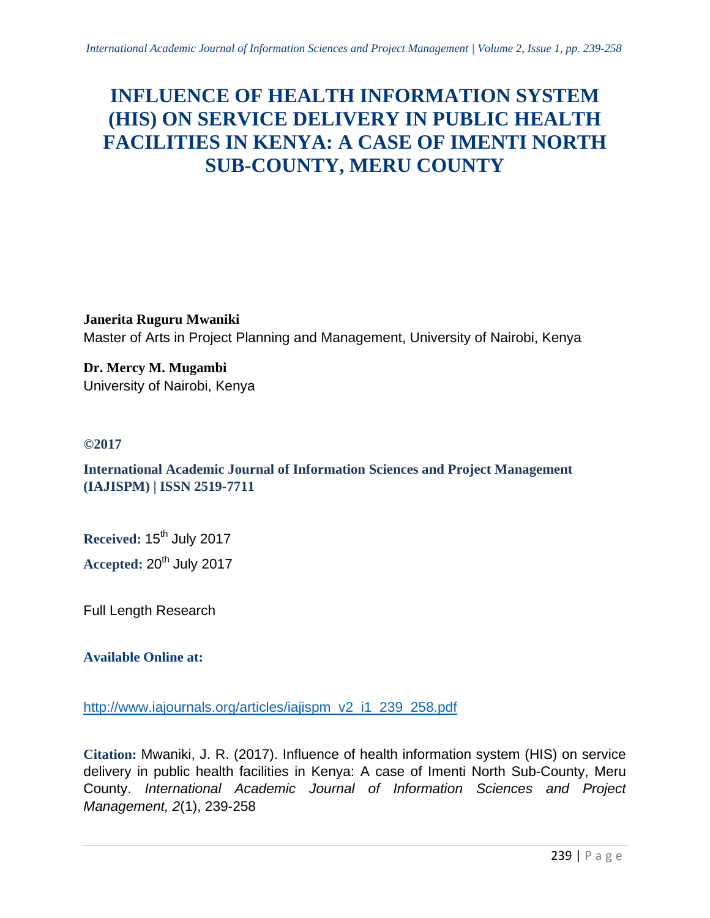# INFLUENCE OF HEALTH INFORMATION SYSTEM (HIS) ON SERVICE DELIVERY IN PUBLIC HEALTH FACILITIES IN KENYA: A CASE OF IMENTI NORTH SUB-COUNTY, MERU COUNTY

**Janerita Ruguru Mwaniki**
Master of Arts in Project Planning and Management, University of Nairobi, Kenya

**Dr. Mercy M. Mugambi**
University of Nairobi, Kenya

**©2017**

**International Academic Journal of Information Sciences and Project Management (IAJISPM) | ISSN 2519-7711**

**Received:** 15th July 2017

**Accepted:** 20th July 2017

Full Length Research

**Available Online at:**

http://www.iajournals.org/articles/iajispm_v2_i1_239_258.pdf

**Citation:** Mwaniki, J. R. (2017). Influence of health information system (HIS) on service delivery in public health facilities in Kenya: A case of Imenti North Sub-County, Meru County. *International Academic Journal of Information Sciences and Project Management, 2*(1), 239-258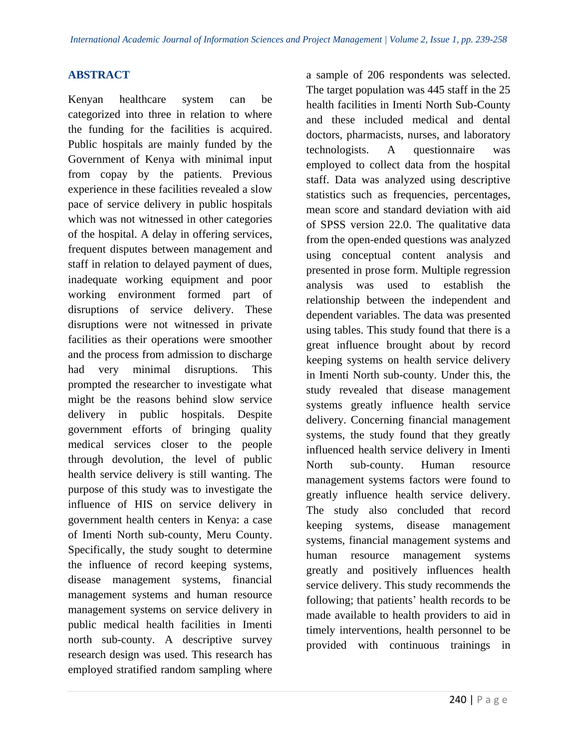## ABSTRACT

Kenyan healthcare system can be categorized into three in relation to where the funding for the facilities is acquired. Public hospitals are mainly funded by the Government of Kenya with minimal input from copay by the patients. Previous experience in these facilities revealed a slow pace of service delivery in public hospitals which was not witnessed in other categories of the hospital. A delay in offering services, frequent disputes between management and staff in relation to delayed payment of dues, inadequate working equipment and poor working environment formed part of disruptions of service delivery. These disruptions were not witnessed in private facilities as their operations were smoother and the process from admission to discharge had very minimal disruptions. This prompted the researcher to investigate what might be the reasons behind slow service delivery in public hospitals. Despite government efforts of bringing quality medical services closer to the people through devolution, the level of public health service delivery is still wanting. The purpose of this study was to investigate the influence of HIS on service delivery in government health centers in Kenya: a case of Imenti North sub-county, Meru County. Specifically, the study sought to determine the influence of record keeping systems, disease management systems, financial management systems and human resource management systems on service delivery in public medical health facilities in Imenti north sub-county. A descriptive survey research design was used. This research has employed stratified random sampling where a sample of 206 respondents was selected. The target population was 445 staff in the 25 health facilities in Imenti North Sub-County and these included medical and dental doctors, pharmacists, nurses, and laboratory technologists. A questionnaire was employed to collect data from the hospital staff. Data was analyzed using descriptive statistics such as frequencies, percentages, mean score and standard deviation with aid of SPSS version 22.0. The qualitative data from the open-ended questions was analyzed using conceptual content analysis and presented in prose form. Multiple regression analysis was used to establish the relationship between the independent and dependent variables. The data was presented using tables. This study found that there is a great influence brought about by record keeping systems on health service delivery in Imenti North sub-county. Under this, the study revealed that disease management systems greatly influence health service delivery. Concerning financial management systems, the study found that they greatly influenced health service delivery in Imenti North sub-county. Human resource management systems factors were found to greatly influence health service delivery. The study also concluded that record keeping systems, disease management systems, financial management systems and human resource management systems greatly and positively influences health service delivery. This study recommends the following; that patients' health records to be made available to health providers to aid in timely interventions, health personnel to be provided with continuous trainings in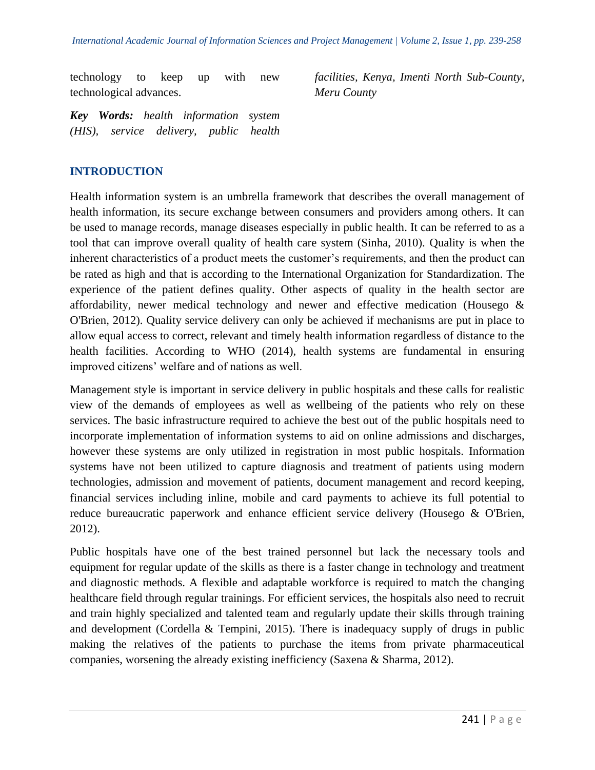technology to keep up with new technological advances.

***Key Words:*** *health information system (HIS), service delivery, public health facilities, Kenya, Imenti North Sub-County, Meru County*

## INTRODUCTION

Health information system is an umbrella framework that describes the overall management of health information, its secure exchange between consumers and providers among others. It can be used to manage records, manage diseases especially in public health. It can be referred to as a tool that can improve overall quality of health care system (Sinha, 2010). Quality is when the inherent characteristics of a product meets the customer's requirements, and then the product can be rated as high and that is according to the International Organization for Standardization. The experience of the patient defines quality. Other aspects of quality in the health sector are affordability, newer medical technology and newer and effective medication (Housego & O'Brien, 2012). Quality service delivery can only be achieved if mechanisms are put in place to allow equal access to correct, relevant and timely health information regardless of distance to the health facilities. According to WHO (2014), health systems are fundamental in ensuring improved citizens' welfare and of nations as well.

Management style is important in service delivery in public hospitals and these calls for realistic view of the demands of employees as well as wellbeing of the patients who rely on these services. The basic infrastructure required to achieve the best out of the public hospitals need to incorporate implementation of information systems to aid on online admissions and discharges, however these systems are only utilized in registration in most public hospitals. Information systems have not been utilized to capture diagnosis and treatment of patients using modern technologies, admission and movement of patients, document management and record keeping, financial services including inline, mobile and card payments to achieve its full potential to reduce bureaucratic paperwork and enhance efficient service delivery (Housego & O'Brien, 2012).

Public hospitals have one of the best trained personnel but lack the necessary tools and equipment for regular update of the skills as there is a faster change in technology and treatment and diagnostic methods. A flexible and adaptable workforce is required to match the changing healthcare field through regular trainings. For efficient services, the hospitals also need to recruit and train highly specialized and talented team and regularly update their skills through training and development (Cordella & Tempini, 2015). There is inadequacy supply of drugs in public making the relatives of the patients to purchase the items from private pharmaceutical companies, worsening the already existing inefficiency (Saxena & Sharma, 2012).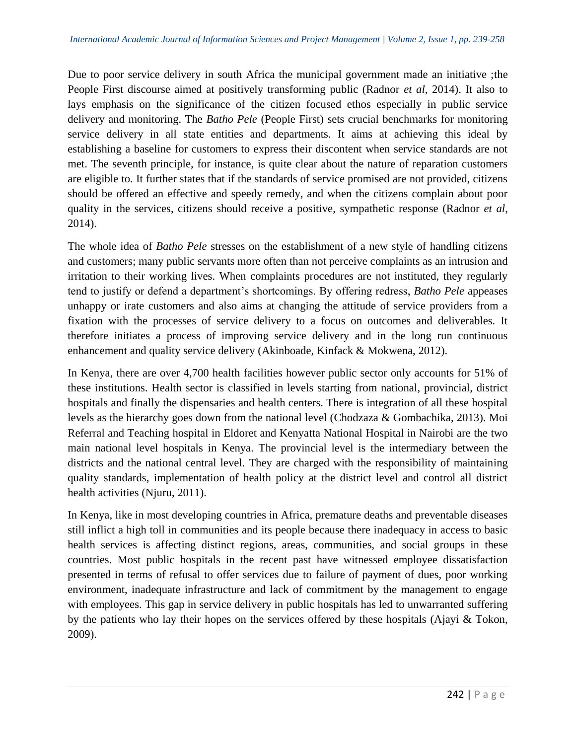Due to poor service delivery in south Africa the municipal government made an initiative ;the People First discourse aimed at positively transforming public (Radnor *et al*, 2014). It also to lays emphasis on the significance of the citizen focused ethos especially in public service delivery and monitoring. The *Batho Pele* (People First) sets crucial benchmarks for monitoring service delivery in all state entities and departments. It aims at achieving this ideal by establishing a baseline for customers to express their discontent when service standards are not met. The seventh principle, for instance, is quite clear about the nature of reparation customers are eligible to. It further states that if the standards of service promised are not provided, citizens should be offered an effective and speedy remedy, and when the citizens complain about poor quality in the services, citizens should receive a positive, sympathetic response (Radnor *et al*, 2014).

The whole idea of *Batho Pele* stresses on the establishment of a new style of handling citizens and customers; many public servants more often than not perceive complaints as an intrusion and irritation to their working lives. When complaints procedures are not instituted, they regularly tend to justify or defend a department's shortcomings. By offering redress, *Batho Pele* appeases unhappy or irate customers and also aims at changing the attitude of service providers from a fixation with the processes of service delivery to a focus on outcomes and deliverables. It therefore initiates a process of improving service delivery and in the long run continuous enhancement and quality service delivery (Akinboade, Kinfack & Mokwena, 2012).

In Kenya, there are over 4,700 health facilities however public sector only accounts for 51% of these institutions. Health sector is classified in levels starting from national, provincial, district hospitals and finally the dispensaries and health centers. There is integration of all these hospital levels as the hierarchy goes down from the national level (Chodzaza & Gombachika, 2013). Moi Referral and Teaching hospital in Eldoret and Kenyatta National Hospital in Nairobi are the two main national level hospitals in Kenya. The provincial level is the intermediary between the districts and the national central level. They are charged with the responsibility of maintaining quality standards, implementation of health policy at the district level and control all district health activities (Njuru, 2011).

In Kenya, like in most developing countries in Africa, premature deaths and preventable diseases still inflict a high toll in communities and its people because there inadequacy in access to basic health services is affecting distinct regions, areas, communities, and social groups in these countries. Most public hospitals in the recent past have witnessed employee dissatisfaction presented in terms of refusal to offer services due to failure of payment of dues, poor working environment, inadequate infrastructure and lack of commitment by the management to engage with employees. This gap in service delivery in public hospitals has led to unwarranted suffering by the patients who lay their hopes on the services offered by these hospitals (Ajayi & Tokon, 2009).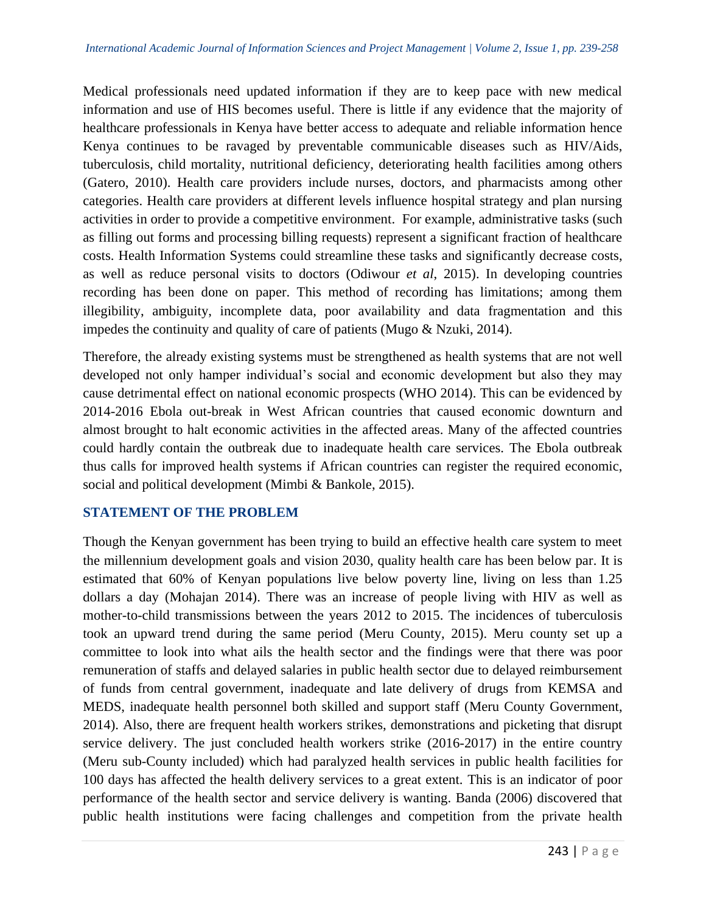Medical professionals need updated information if they are to keep pace with new medical information and use of HIS becomes useful. There is little if any evidence that the majority of healthcare professionals in Kenya have better access to adequate and reliable information hence Kenya continues to be ravaged by preventable communicable diseases such as HIV/Aids, tuberculosis, child mortality, nutritional deficiency, deteriorating health facilities among others (Gatero, 2010). Health care providers include nurses, doctors, and pharmacists among other categories. Health care providers at different levels influence hospital strategy and plan nursing activities in order to provide a competitive environment. For example, administrative tasks (such as filling out forms and processing billing requests) represent a significant fraction of healthcare costs. Health Information Systems could streamline these tasks and significantly decrease costs, as well as reduce personal visits to doctors (Odiwour *et al*, 2015). In developing countries recording has been done on paper. This method of recording has limitations; among them illegibility, ambiguity, incomplete data, poor availability and data fragmentation and this impedes the continuity and quality of care of patients (Mugo & Nzuki, 2014).

Therefore, the already existing systems must be strengthened as health systems that are not well developed not only hamper individual's social and economic development but also they may cause detrimental effect on national economic prospects (WHO 2014). This can be evidenced by 2014-2016 Ebola out-break in West African countries that caused economic downturn and almost brought to halt economic activities in the affected areas. Many of the affected countries could hardly contain the outbreak due to inadequate health care services. The Ebola outbreak thus calls for improved health systems if African countries can register the required economic, social and political development (Mimbi & Bankole, 2015).

## STATEMENT OF THE PROBLEM

Though the Kenyan government has been trying to build an effective health care system to meet the millennium development goals and vision 2030, quality health care has been below par. It is estimated that 60% of Kenyan populations live below poverty line, living on less than 1.25 dollars a day (Mohajan 2014). There was an increase of people living with HIV as well as mother-to-child transmissions between the years 2012 to 2015. The incidences of tuberculosis took an upward trend during the same period (Meru County, 2015). Meru county set up a committee to look into what ails the health sector and the findings were that there was poor remuneration of staffs and delayed salaries in public health sector due to delayed reimbursement of funds from central government, inadequate and late delivery of drugs from KEMSA and MEDS, inadequate health personnel both skilled and support staff (Meru County Government, 2014). Also, there are frequent health workers strikes, demonstrations and picketing that disrupt service delivery. The just concluded health workers strike (2016-2017) in the entire country (Meru sub-County included) which had paralyzed health services in public health facilities for 100 days has affected the health delivery services to a great extent. This is an indicator of poor performance of the health sector and service delivery is wanting. Banda (2006) discovered that public health institutions were facing challenges and competition from the private health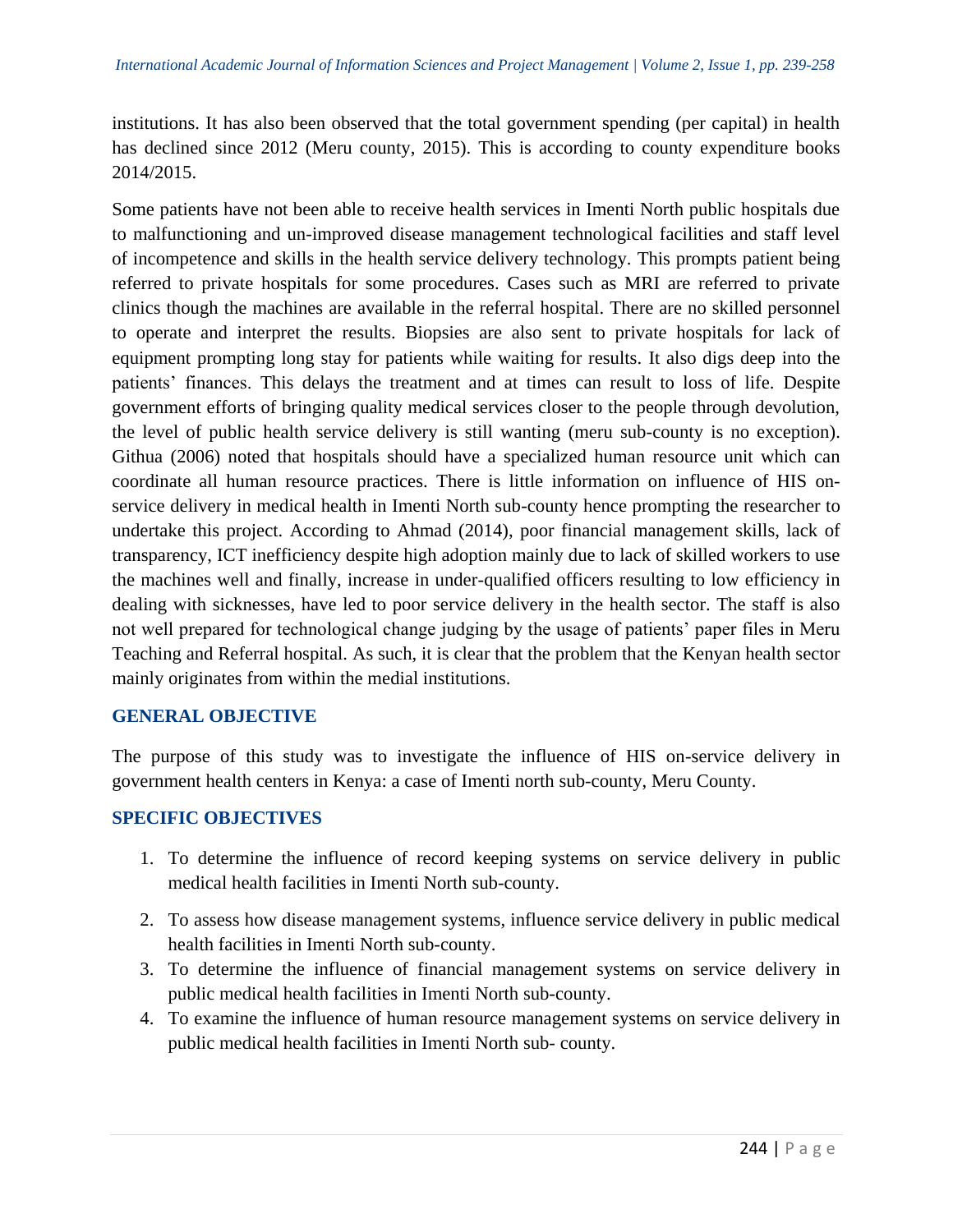institutions. It has also been observed that the total government spending (per capital) in health has declined since 2012 (Meru county, 2015). This is according to county expenditure books 2014/2015.

Some patients have not been able to receive health services in Imenti North public hospitals due to malfunctioning and un-improved disease management technological facilities and staff level of incompetence and skills in the health service delivery technology. This prompts patient being referred to private hospitals for some procedures. Cases such as MRI are referred to private clinics though the machines are available in the referral hospital. There are no skilled personnel to operate and interpret the results. Biopsies are also sent to private hospitals for lack of equipment prompting long stay for patients while waiting for results. It also digs deep into the patients' finances. This delays the treatment and at times can result to loss of life. Despite government efforts of bringing quality medical services closer to the people through devolution, the level of public health service delivery is still wanting (meru sub-county is no exception). Githua (2006) noted that hospitals should have a specialized human resource unit which can coordinate all human resource practices. There is little information on influence of HIS on-service delivery in medical health in Imenti North sub-county hence prompting the researcher to undertake this project. According to Ahmad (2014), poor financial management skills, lack of transparency, ICT inefficiency despite high adoption mainly due to lack of skilled workers to use the machines well and finally, increase in under-qualified officers resulting to low efficiency in dealing with sicknesses, have led to poor service delivery in the health sector. The staff is also not well prepared for technological change judging by the usage of patients' paper files in Meru Teaching and Referral hospital. As such, it is clear that the problem that the Kenyan health sector mainly originates from within the medial institutions.

## GENERAL OBJECTIVE

The purpose of this study was to investigate the influence of HIS on-service delivery in government health centers in Kenya: a case of Imenti north sub-county, Meru County.

## SPECIFIC OBJECTIVES

1. To determine the influence of record keeping systems on service delivery in public medical health facilities in Imenti North sub-county.
2. To assess how disease management systems, influence service delivery in public medical health facilities in Imenti North sub-county.
3. To determine the influence of financial management systems on service delivery in public medical health facilities in Imenti North sub-county.
4. To examine the influence of human resource management systems on service delivery in public medical health facilities in Imenti North sub- county.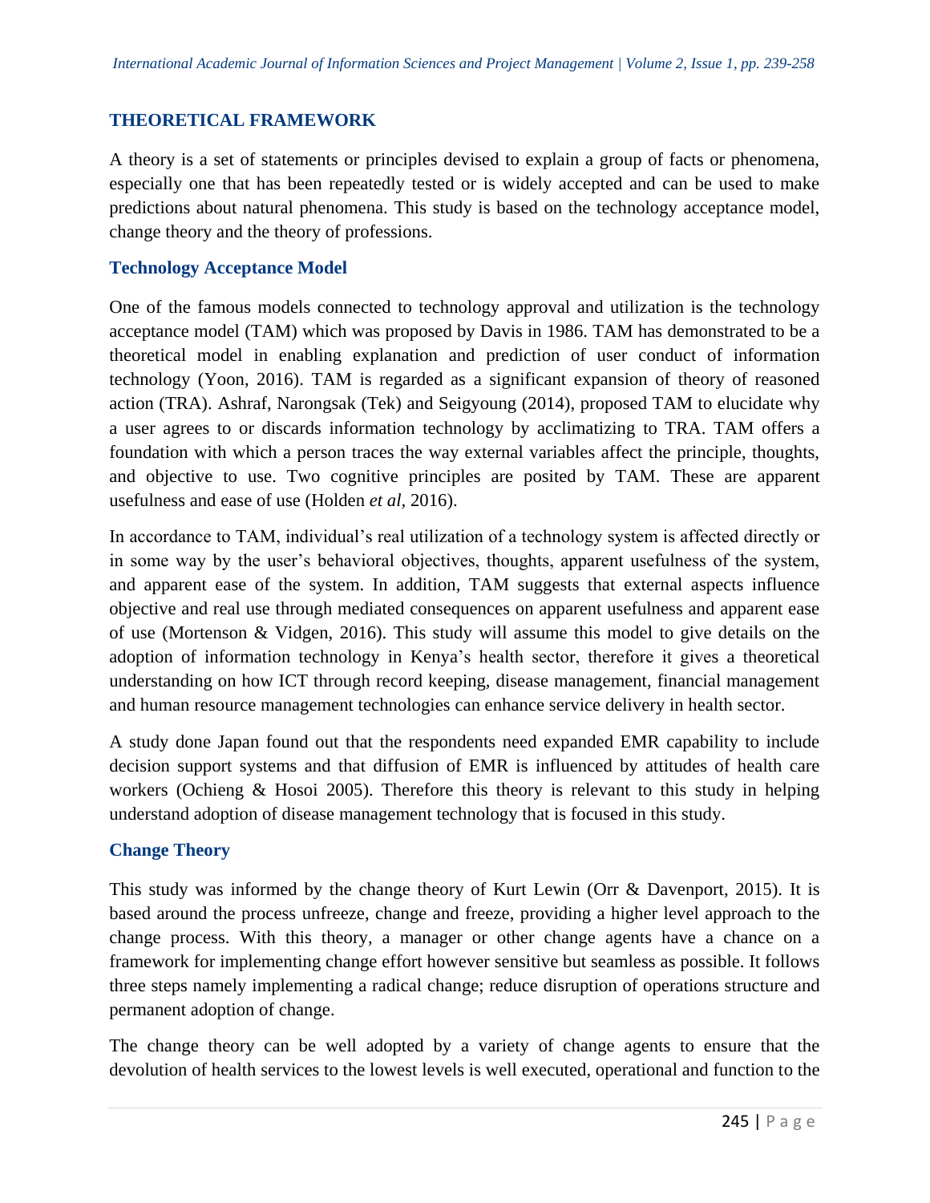## THEORETICAL FRAMEWORK

A theory is a set of statements or principles devised to explain a group of facts or phenomena, especially one that has been repeatedly tested or is widely accepted and can be used to make predictions about natural phenomena. This study is based on the technology acceptance model, change theory and the theory of professions.

### Technology Acceptance Model

One of the famous models connected to technology approval and utilization is the technology acceptance model (TAM) which was proposed by Davis in 1986. TAM has demonstrated to be a theoretical model in enabling explanation and prediction of user conduct of information technology (Yoon, 2016). TAM is regarded as a significant expansion of theory of reasoned action (TRA). Ashraf, Narongsak (Tek) and Seigyoung (2014), proposed TAM to elucidate why a user agrees to or discards information technology by acclimatizing to TRA. TAM offers a foundation with which a person traces the way external variables affect the principle, thoughts, and objective to use. Two cognitive principles are posited by TAM. These are apparent usefulness and ease of use (Holden *et al*, 2016).

In accordance to TAM, individual's real utilization of a technology system is affected directly or in some way by the user's behavioral objectives, thoughts, apparent usefulness of the system, and apparent ease of the system. In addition, TAM suggests that external aspects influence objective and real use through mediated consequences on apparent usefulness and apparent ease of use (Mortenson & Vidgen, 2016). This study will assume this model to give details on the adoption of information technology in Kenya's health sector, therefore it gives a theoretical understanding on how ICT through record keeping, disease management, financial management and human resource management technologies can enhance service delivery in health sector.

A study done Japan found out that the respondents need expanded EMR capability to include decision support systems and that diffusion of EMR is influenced by attitudes of health care workers (Ochieng & Hosoi 2005). Therefore this theory is relevant to this study in helping understand adoption of disease management technology that is focused in this study.

### Change Theory

This study was informed by the change theory of Kurt Lewin (Orr & Davenport, 2015). It is based around the process unfreeze, change and freeze, providing a higher level approach to the change process. With this theory, a manager or other change agents have a chance on a framework for implementing change effort however sensitive but seamless as possible. It follows three steps namely implementing a radical change; reduce disruption of operations structure and permanent adoption of change.

The change theory can be well adopted by a variety of change agents to ensure that the devolution of health services to the lowest levels is well executed, operational and function to the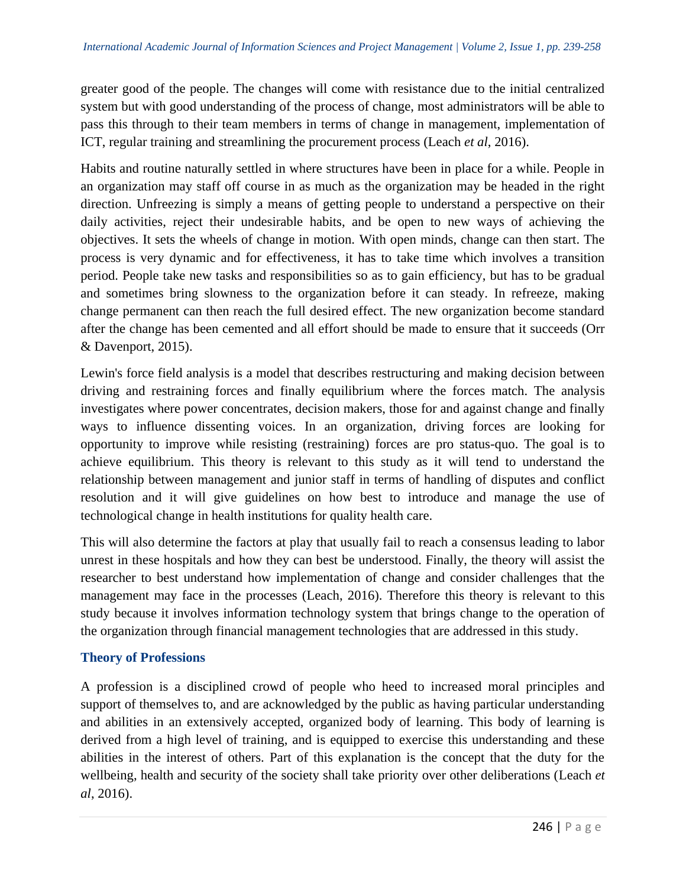greater good of the people. The changes will come with resistance due to the initial centralized system but with good understanding of the process of change, most administrators will be able to pass this through to their team members in terms of change in management, implementation of ICT, regular training and streamlining the procurement process (Leach *et al*, 2016).

Habits and routine naturally settled in where structures have been in place for a while. People in an organization may staff off course in as much as the organization may be headed in the right direction. Unfreezing is simply a means of getting people to understand a perspective on their daily activities, reject their undesirable habits, and be open to new ways of achieving the objectives. It sets the wheels of change in motion. With open minds, change can then start. The process is very dynamic and for effectiveness, it has to take time which involves a transition period. People take new tasks and responsibilities so as to gain efficiency, but has to be gradual and sometimes bring slowness to the organization before it can steady. In refreeze, making change permanent can then reach the full desired effect. The new organization become standard after the change has been cemented and all effort should be made to ensure that it succeeds (Orr & Davenport, 2015).

Lewin's force field analysis is a model that describes restructuring and making decision between driving and restraining forces and finally equilibrium where the forces match. The analysis investigates where power concentrates, decision makers, those for and against change and finally ways to influence dissenting voices. In an organization, driving forces are looking for opportunity to improve while resisting (restraining) forces are pro status-quo. The goal is to achieve equilibrium. This theory is relevant to this study as it will tend to understand the relationship between management and junior staff in terms of handling of disputes and conflict resolution and it will give guidelines on how best to introduce and manage the use of technological change in health institutions for quality health care.

This will also determine the factors at play that usually fail to reach a consensus leading to labor unrest in these hospitals and how they can best be understood. Finally, the theory will assist the researcher to best understand how implementation of change and consider challenges that the management may face in the processes (Leach, 2016). Therefore this theory is relevant to this study because it involves information technology system that brings change to the operation of the organization through financial management technologies that are addressed in this study.

### Theory of Professions

A profession is a disciplined crowd of people who heed to increased moral principles and support of themselves to, and are acknowledged by the public as having particular understanding and abilities in an extensively accepted, organized body of learning. This body of learning is derived from a high level of training, and is equipped to exercise this understanding and these abilities in the interest of others. Part of this explanation is the concept that the duty for the wellbeing, health and security of the society shall take priority over other deliberations (Leach *et al*, 2016).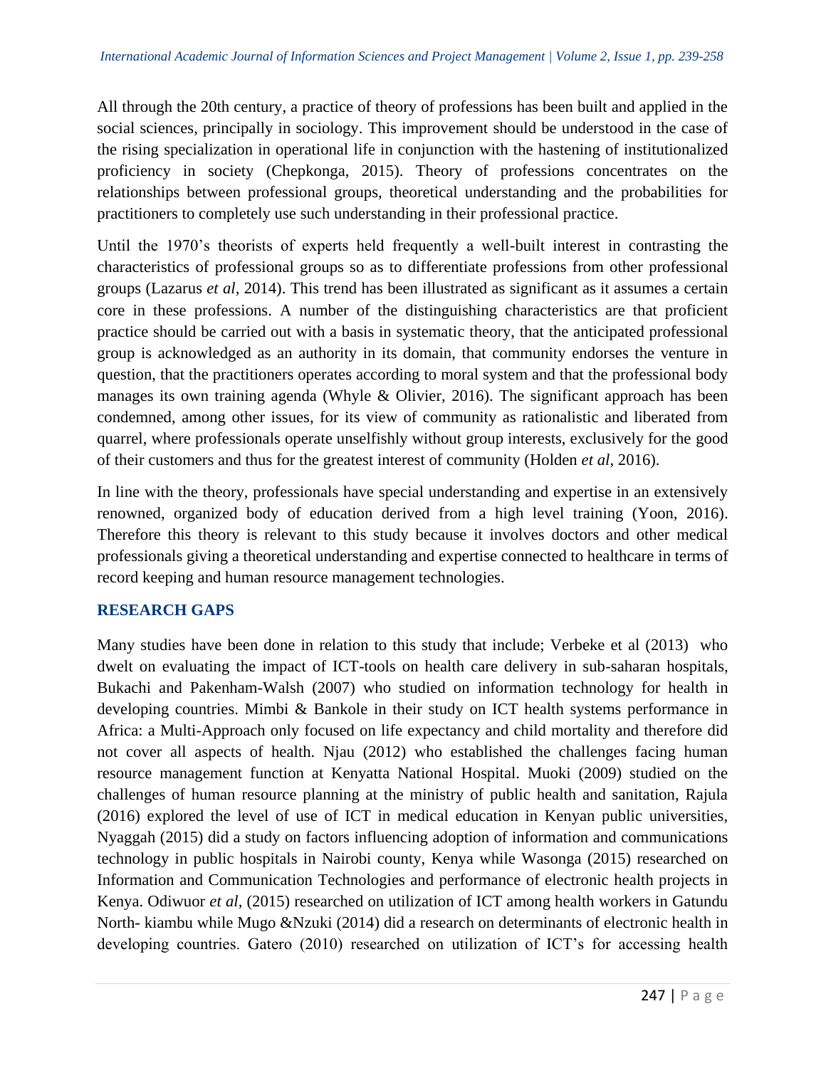All through the 20th century, a practice of theory of professions has been built and applied in the social sciences, principally in sociology. This improvement should be understood in the case of the rising specialization in operational life in conjunction with the hastening of institutionalized proficiency in society (Chepkonga, 2015). Theory of professions concentrates on the relationships between professional groups, theoretical understanding and the probabilities for practitioners to completely use such understanding in their professional practice.

Until the 1970's theorists of experts held frequently a well-built interest in contrasting the characteristics of professional groups so as to differentiate professions from other professional groups (Lazarus *et al,* 2014). This trend has been illustrated as significant as it assumes a certain core in these professions. A number of the distinguishing characteristics are that proficient practice should be carried out with a basis in systematic theory, that the anticipated professional group is acknowledged as an authority in its domain, that community endorses the venture in question, that the practitioners operates according to moral system and that the professional body manages its own training agenda (Whyle & Olivier, 2016). The significant approach has been condemned, among other issues, for its view of community as rationalistic and liberated from quarrel, where professionals operate unselfishly without group interests, exclusively for the good of their customers and thus for the greatest interest of community (Holden *et al*, 2016).

In line with the theory, professionals have special understanding and expertise in an extensively renowned, organized body of education derived from a high level training (Yoon, 2016). Therefore this theory is relevant to this study because it involves doctors and other medical professionals giving a theoretical understanding and expertise connected to healthcare in terms of record keeping and human resource management technologies.

## RESEARCH GAPS

Many studies have been done in relation to this study that include; Verbeke et al (2013) who dwelt on evaluating the impact of ICT-tools on health care delivery in sub-saharan hospitals, Bukachi and Pakenham-Walsh (2007) who studied on information technology for health in developing countries. Mimbi & Bankole in their study on ICT health systems performance in Africa: a Multi-Approach only focused on life expectancy and child mortality and therefore did not cover all aspects of health. Njau (2012) who established the challenges facing human resource management function at Kenyatta National Hospital. Muoki (2009) studied on the challenges of human resource planning at the ministry of public health and sanitation, Rajula (2016) explored the level of use of ICT in medical education in Kenyan public universities, Nyaggah (2015) did a study on factors influencing adoption of information and communications technology in public hospitals in Nairobi county, Kenya while Wasonga (2015) researched on Information and Communication Technologies and performance of electronic health projects in Kenya. Odiwuor *et al*, (2015) researched on utilization of ICT among health workers in Gatundu North- kiambu while Mugo &Nzuki (2014) did a research on determinants of electronic health in developing countries. Gatero (2010) researched on utilization of ICT's for accessing health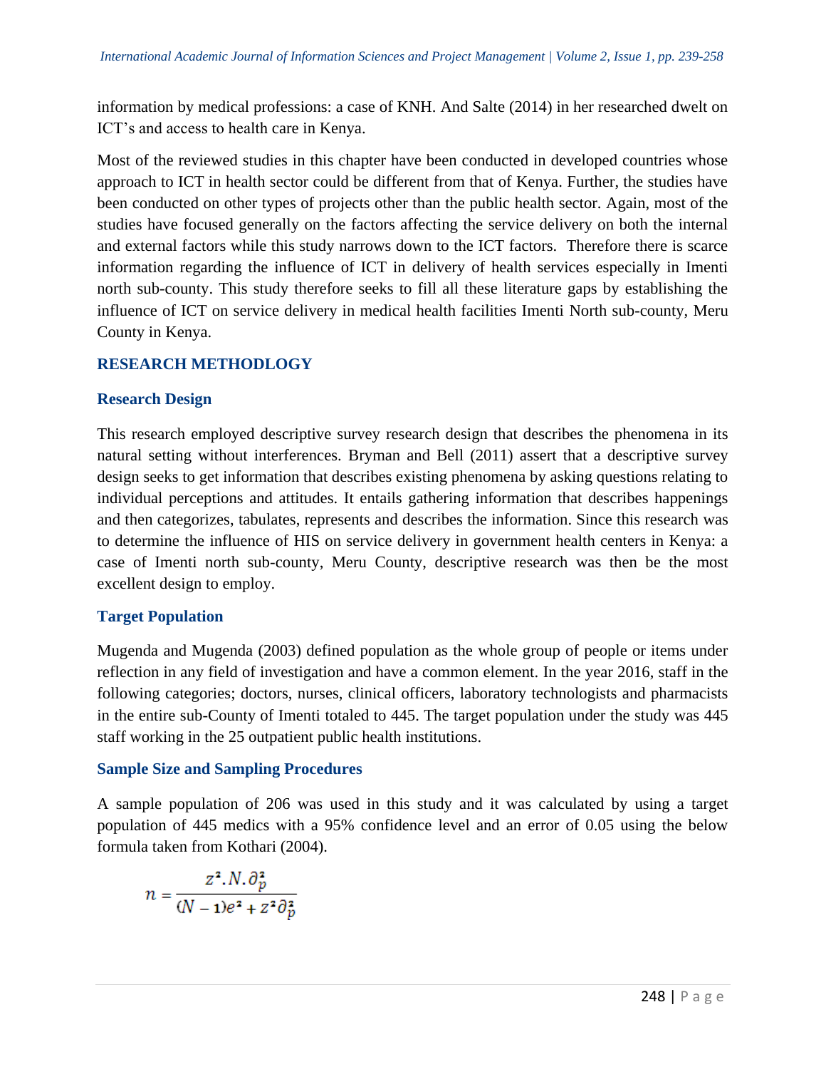information by medical professions: a case of KNH. And Salte (2014) in her researched dwelt on ICT's and access to health care in Kenya.

Most of the reviewed studies in this chapter have been conducted in developed countries whose approach to ICT in health sector could be different from that of Kenya. Further, the studies have been conducted on other types of projects other than the public health sector. Again, most of the studies have focused generally on the factors affecting the service delivery on both the internal and external factors while this study narrows down to the ICT factors. Therefore there is scarce information regarding the influence of ICT in delivery of health services especially in Imenti north sub-county. This study therefore seeks to fill all these literature gaps by establishing the influence of ICT on service delivery in medical health facilities Imenti North sub-county, Meru County in Kenya.

## RESEARCH METHODLOGY

### Research Design

This research employed descriptive survey research design that describes the phenomena in its natural setting without interferences. Bryman and Bell (2011) assert that a descriptive survey design seeks to get information that describes existing phenomena by asking questions relating to individual perceptions and attitudes. It entails gathering information that describes happenings and then categorizes, tabulates, represents and describes the information. Since this research was to determine the influence of HIS on service delivery in government health centers in Kenya: a case of Imenti north sub-county, Meru County, descriptive research was then be the most excellent design to employ.

### Target Population

Mugenda and Mugenda (2003) defined population as the whole group of people or items under reflection in any field of investigation and have a common element. In the year 2016, staff in the following categories; doctors, nurses, clinical officers, laboratory technologists and pharmacists in the entire sub-County of Imenti totaled to 445. The target population under the study was 445 staff working in the 25 outpatient public health institutions.

### Sample Size and Sampling Procedures

A sample population of 206 was used in this study and it was calculated by using a target population of 445 medics with a 95% confidence level and an error of 0.05 using the below formula taken from Kothari (2004).

$$n = \frac{z^2 . N . \partial_p^2}{(N-1)e^2 + z^2 \partial_p^2}$$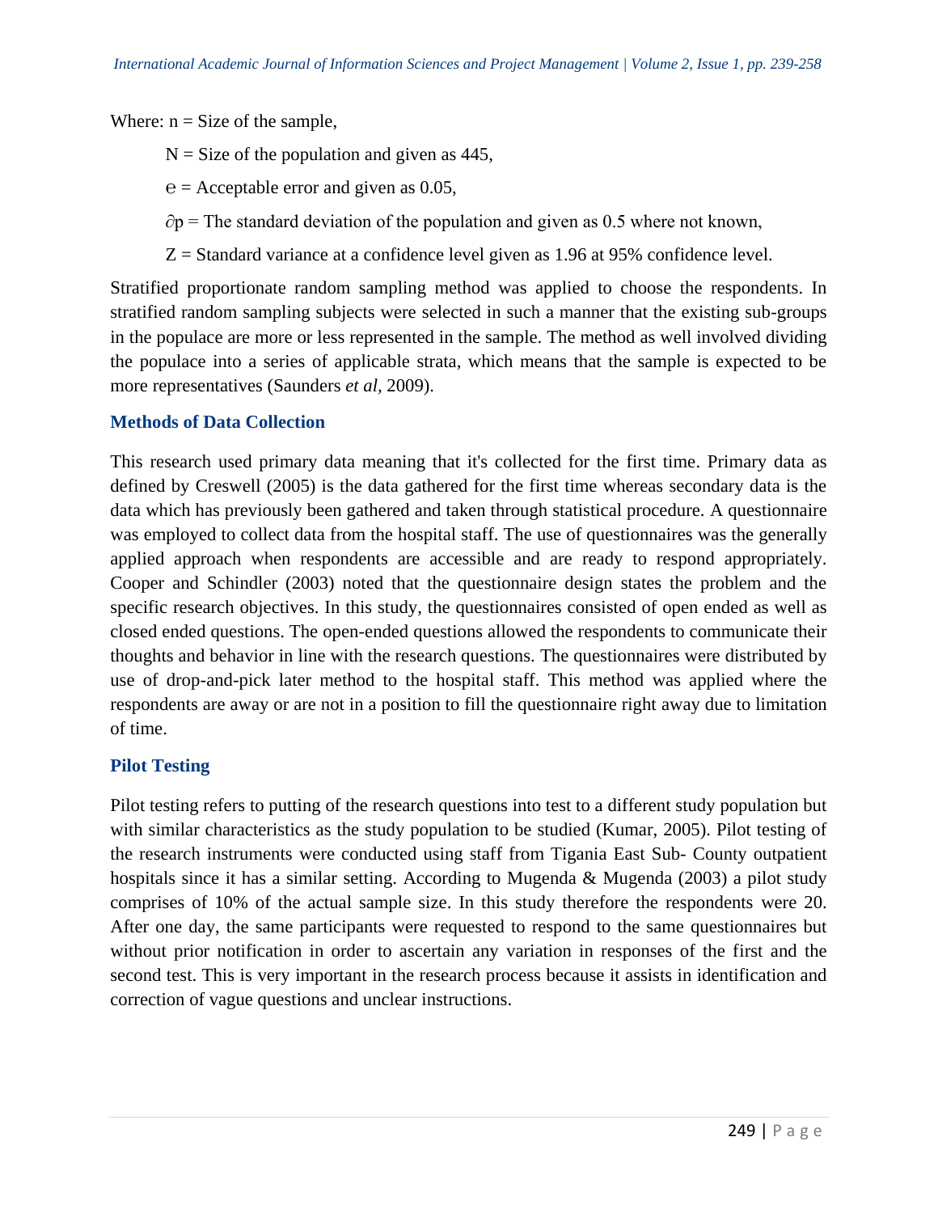Where: $n$ = Size of the sample,

$N$ = Size of the population and given as 445,

$e$ = Acceptable error and given as 0.05,

$\partial p$ = The standard deviation of the population and given as 0.5 where not known,

$Z$ = Standard variance at a confidence level given as 1.96 at 95% confidence level.

Stratified proportionate random sampling method was applied to choose the respondents. In stratified random sampling subjects were selected in such a manner that the existing sub-groups in the populace are more or less represented in the sample. The method as well involved dividing the populace into a series of applicable strata, which means that the sample is expected to be more representatives (Saunders *et al*, 2009).

### Methods of Data Collection

This research used primary data meaning that it's collected for the first time. Primary data as defined by Creswell (2005) is the data gathered for the first time whereas secondary data is the data which has previously been gathered and taken through statistical procedure. A questionnaire was employed to collect data from the hospital staff. The use of questionnaires was the generally applied approach when respondents are accessible and are ready to respond appropriately. Cooper and Schindler (2003) noted that the questionnaire design states the problem and the specific research objectives. In this study, the questionnaires consisted of open ended as well as closed ended questions. The open-ended questions allowed the respondents to communicate their thoughts and behavior in line with the research questions. The questionnaires were distributed by use of drop-and-pick later method to the hospital staff. This method was applied where the respondents are away or are not in a position to fill the questionnaire right away due to limitation of time.

### Pilot Testing

Pilot testing refers to putting of the research questions into test to a different study population but with similar characteristics as the study population to be studied (Kumar, 2005). Pilot testing of the research instruments were conducted using staff from Tigania East Sub- County outpatient hospitals since it has a similar setting. According to Mugenda & Mugenda (2003) a pilot study comprises of 10% of the actual sample size. In this study therefore the respondents were 20. After one day, the same participants were requested to respond to the same questionnaires but without prior notification in order to ascertain any variation in responses of the first and the second test. This is very important in the research process because it assists in identification and correction of vague questions and unclear instructions.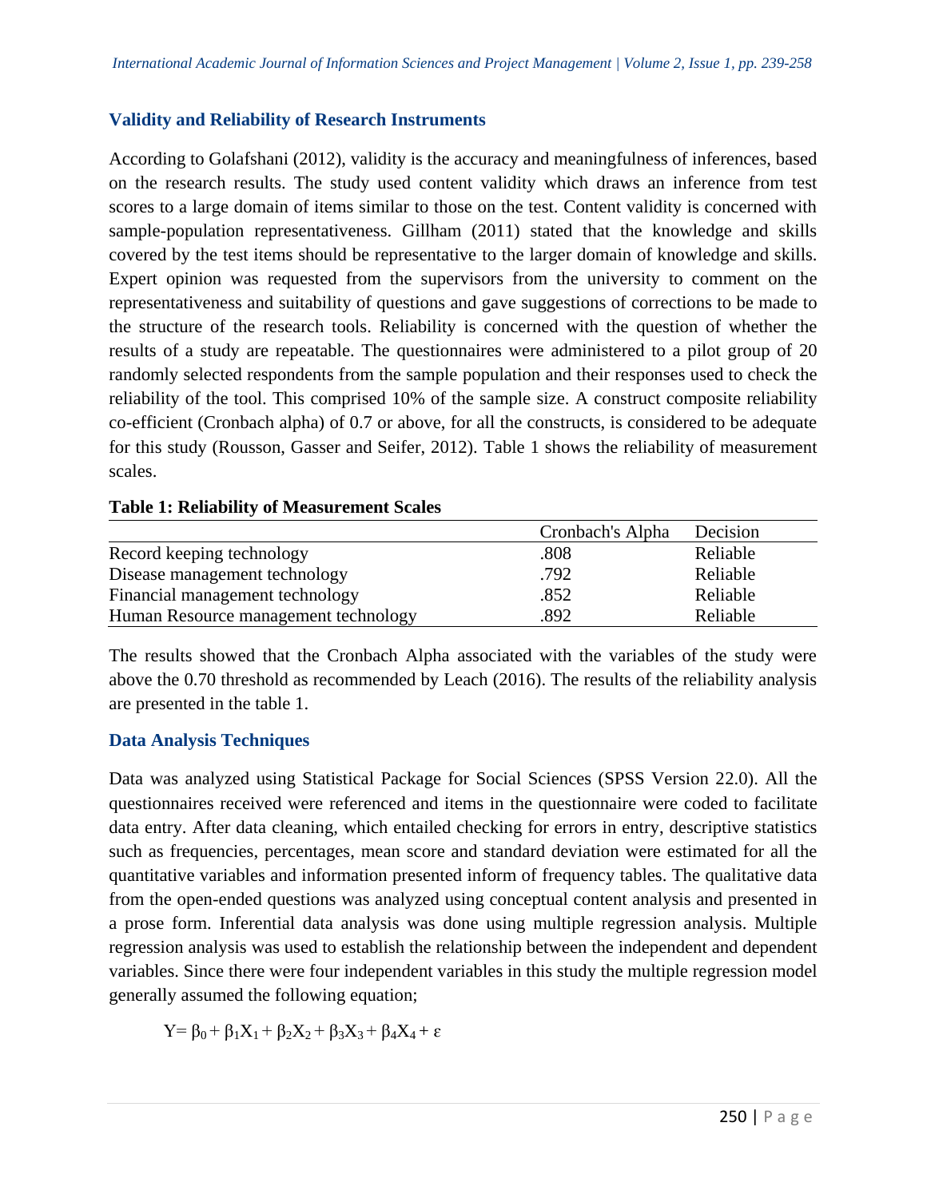### Validity and Reliability of Research Instruments

According to Golafshani (2012), validity is the accuracy and meaningfulness of inferences, based on the research results. The study used content validity which draws an inference from test scores to a large domain of items similar to those on the test. Content validity is concerned with sample-population representativeness. Gillham (2011) stated that the knowledge and skills covered by the test items should be representative to the larger domain of knowledge and skills. Expert opinion was requested from the supervisors from the university to comment on the representativeness and suitability of questions and gave suggestions of corrections to be made to the structure of the research tools. Reliability is concerned with the question of whether the results of a study are repeatable. The questionnaires were administered to a pilot group of 20 randomly selected respondents from the sample population and their responses used to check the reliability of the tool. This comprised 10% of the sample size. A construct composite reliability co-efficient (Cronbach alpha) of 0.7 or above, for all the constructs, is considered to be adequate for this study (Rousson, Gasser and Seifer, 2012). Table 1 shows the reliability of measurement scales.

**Table 1: Reliability of Measurement Scales**

| | Cronbach's Alpha | Decision |
|---|---|---|
| Record keeping technology | .808 | Reliable |
| Disease management technology | .792 | Reliable |
| Financial management technology | .852 | Reliable |
| Human Resource management technology | .892 | Reliable |

The results showed that the Cronbach Alpha associated with the variables of the study were above the 0.70 threshold as recommended by Leach (2016). The results of the reliability analysis are presented in the table 1.

### Data Analysis Techniques

Data was analyzed using Statistical Package for Social Sciences (SPSS Version 22.0). All the questionnaires received were referenced and items in the questionnaire were coded to facilitate data entry. After data cleaning, which entailed checking for errors in entry, descriptive statistics such as frequencies, percentages, mean score and standard deviation were estimated for all the quantitative variables and information presented inform of frequency tables. The qualitative data from the open-ended questions was analyzed using conceptual content analysis and presented in a prose form. Inferential data analysis was done using multiple regression analysis. Multiple regression analysis was used to establish the relationship between the independent and dependent variables. Since there were four independent variables in this study the multiple regression model generally assumed the following equation;

$$Y= \beta_0 + \beta_1X_1 + \beta_2X_2 + \beta_3X_3 + \beta_4X_4 + \varepsilon$$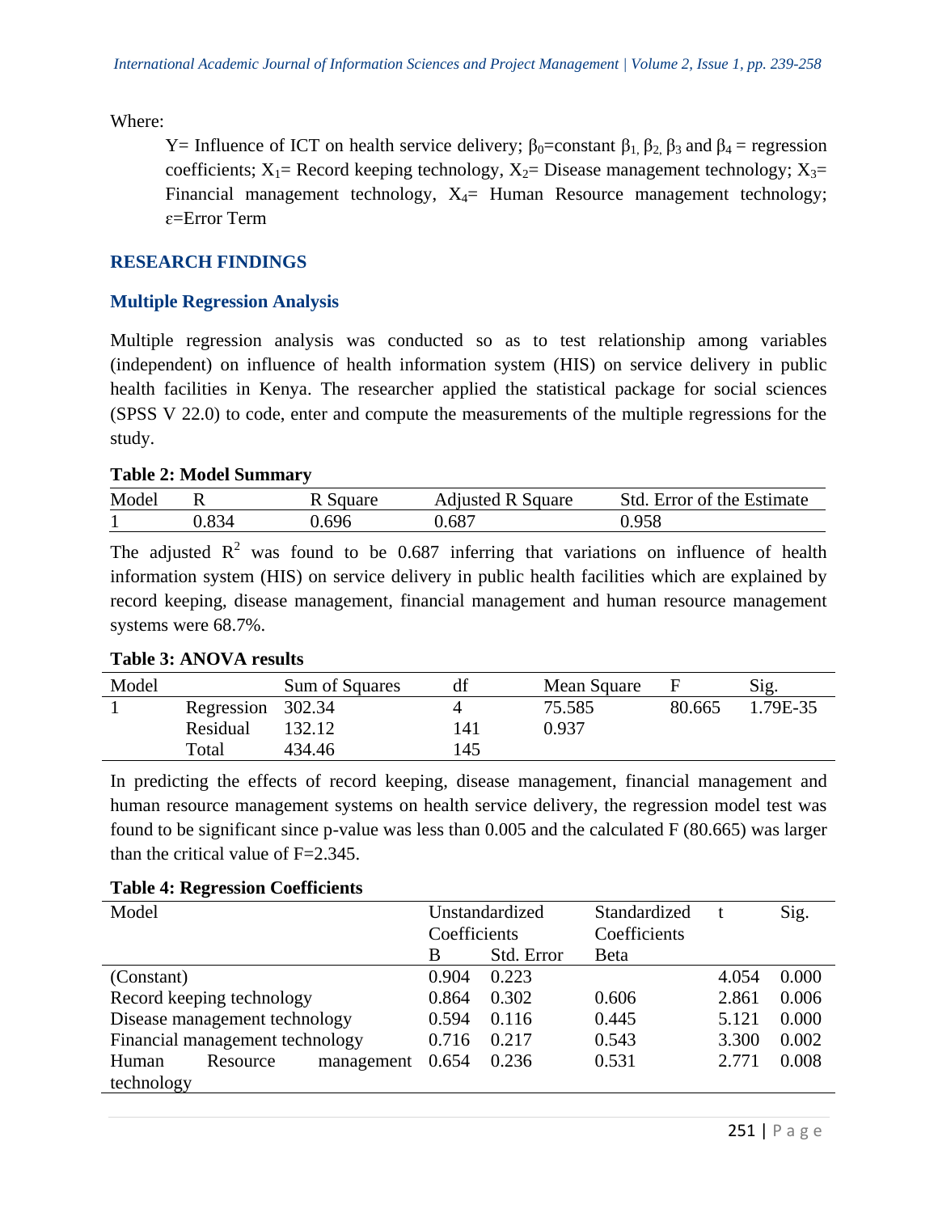Where:

Y= Influence of ICT on health service delivery; $\beta_0$=constant $\beta_1$, $\beta_2$, $\beta_3$ and $\beta_4$ = regression coefficients; $X_1$= Record keeping technology, $X_2$= Disease management technology; $X_3$= Financial management technology, $X_4$= Human Resource management technology; $\varepsilon$=Error Term

## RESEARCH FINDINGS

### Multiple Regression Analysis

Multiple regression analysis was conducted so as to test relationship among variables (independent) on influence of health information system (HIS) on service delivery in public health facilities in Kenya. The researcher applied the statistical package for social sciences (SPSS V 22.0) to code, enter and compute the measurements of the multiple regressions for the study.

**Table 2: Model Summary**

| Model | R | R Square | Adjusted R Square | Std. Error of the Estimate |
|---|---|---|---|---|
| 1 | 0.834 | 0.696 | 0.687 | 0.958 |

The adjusted $R^2$ was found to be 0.687 inferring that variations on influence of health information system (HIS) on service delivery in public health facilities which are explained by record keeping, disease management, financial management and human resource management systems were 68.7%.

**Table 3: ANOVA results**

| Model | | Sum of Squares | df | Mean Square | F | Sig. |
|---|---|---|---|---|---|---|
| 1 | Regression | 302.34 | 4 | 75.585 | 80.665 | 1.79E-35 |
| | Residual | 132.12 | 141 | 0.937 | | |
| | Total | 434.46 | 145 | | | |

In predicting the effects of record keeping, disease management, financial management and human resource management systems on health service delivery, the regression model test was found to be significant since p-value was less than 0.005 and the calculated F (80.665) was larger than the critical value of F=2.345.

**Table 4: Regression Coefficients**

| Model | Unstandardized Coefficients | | Standardized Coefficients | t | Sig. |
|---|---|---|---|---|---|
| | B | Std. Error | Beta | | |
| (Constant) | 0.904 | 0.223 | | 4.054 | 0.000 |
| Record keeping technology | 0.864 | 0.302 | 0.606 | 2.861 | 0.006 |
| Disease management technology | 0.594 | 0.116 | 0.445 | 5.121 | 0.000 |
| Financial management technology | 0.716 | 0.217 | 0.543 | 3.300 | 0.002 |
| Human Resource management technology | 0.654 | 0.236 | 0.531 | 2.771 | 0.008 |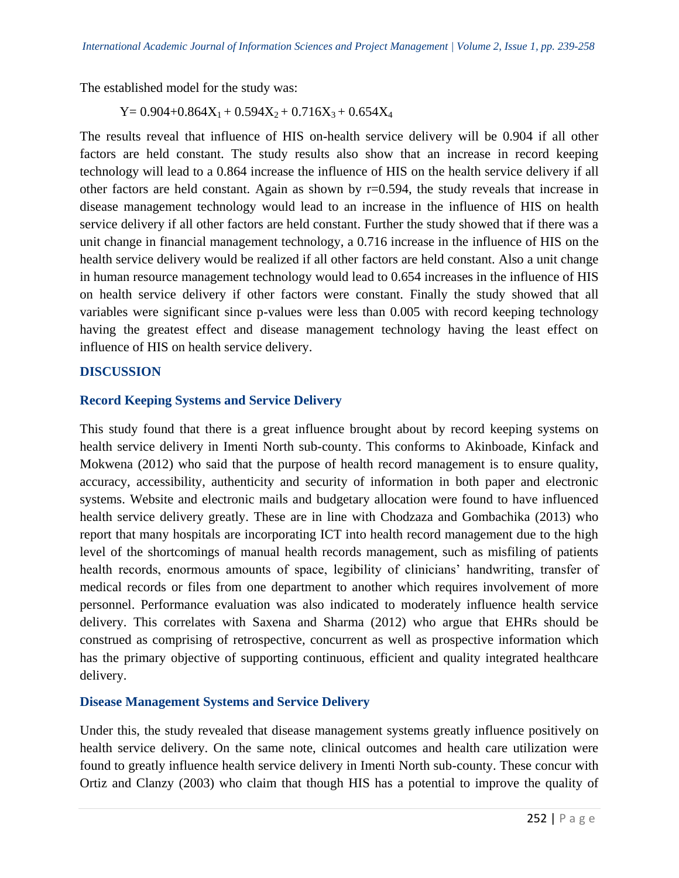The established model for the study was:

$$Y = 0.904 + 0.864X_1 + 0.594X_2 + 0.716X_3 + 0.654X_4$$

The results reveal that influence of HIS on-health service delivery will be 0.904 if all other factors are held constant. The study results also show that an increase in record keeping technology will lead to a 0.864 increase the influence of HIS on the health service delivery if all other factors are held constant. Again as shown by $r=0.594$, the study reveals that increase in disease management technology would lead to an increase in the influence of HIS on health service delivery if all other factors are held constant. Further the study showed that if there was a unit change in financial management technology, a 0.716 increase in the influence of HIS on the health service delivery would be realized if all other factors are held constant. Also a unit change in human resource management technology would lead to 0.654 increases in the influence of HIS on health service delivery if other factors were constant. Finally the study showed that all variables were significant since p-values were less than 0.005 with record keeping technology having the greatest effect and disease management technology having the least effect on influence of HIS on health service delivery.

## DISCUSSION

### Record Keeping Systems and Service Delivery

This study found that there is a great influence brought about by record keeping systems on health service delivery in Imenti North sub-county. This conforms to Akinboade, Kinfack and Mokwena (2012) who said that the purpose of health record management is to ensure quality, accuracy, accessibility, authenticity and security of information in both paper and electronic systems. Website and electronic mails and budgetary allocation were found to have influenced health service delivery greatly. These are in line with Chodzaza and Gombachika (2013) who report that many hospitals are incorporating ICT into health record management due to the high level of the shortcomings of manual health records management, such as misfiling of patients health records, enormous amounts of space, legibility of clinicians' handwriting, transfer of medical records or files from one department to another which requires involvement of more personnel. Performance evaluation was also indicated to moderately influence health service delivery. This correlates with Saxena and Sharma (2012) who argue that EHRs should be construed as comprising of retrospective, concurrent as well as prospective information which has the primary objective of supporting continuous, efficient and quality integrated healthcare delivery.

### Disease Management Systems and Service Delivery

Under this, the study revealed that disease management systems greatly influence positively on health service delivery. On the same note, clinical outcomes and health care utilization were found to greatly influence health service delivery in Imenti North sub-county. These concur with Ortiz and Clanzy (2003) who claim that though HIS has a potential to improve the quality of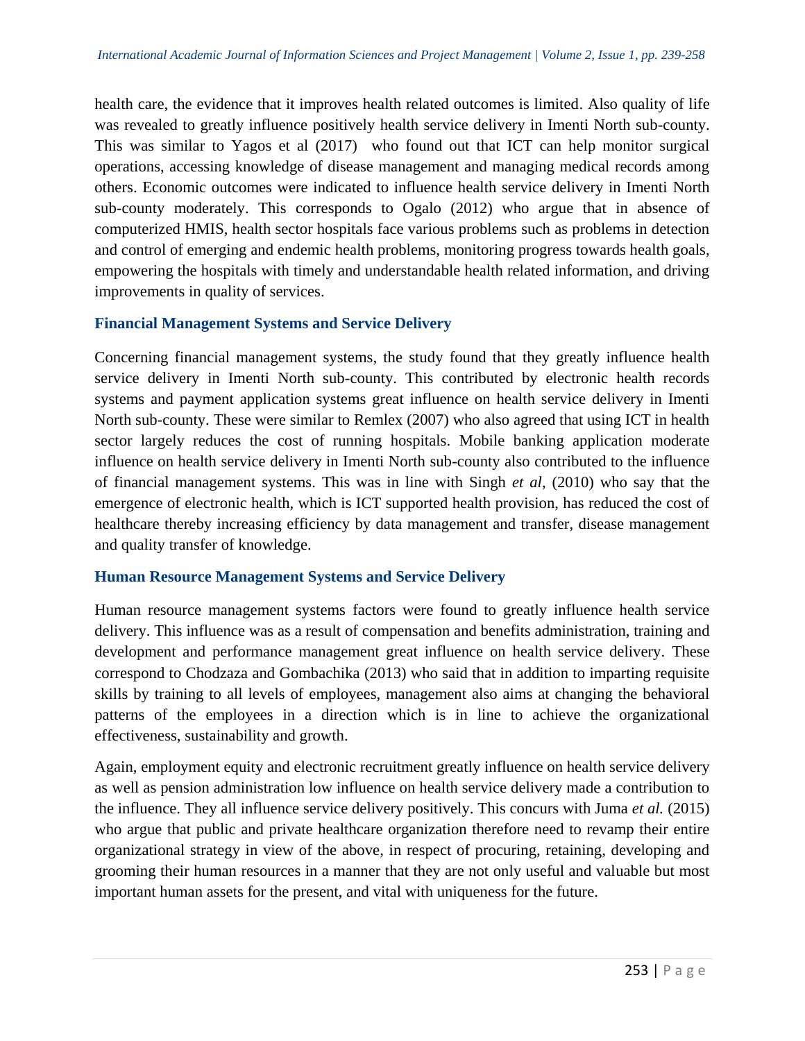health care, the evidence that it improves health related outcomes is limited. Also quality of life was revealed to greatly influence positively health service delivery in Imenti North sub-county. This was similar to Yagos et al (2017) who found out that ICT can help monitor surgical operations, accessing knowledge of disease management and managing medical records among others. Economic outcomes were indicated to influence health service delivery in Imenti North sub-county moderately. This corresponds to Ogalo (2012) who argue that in absence of computerized HMIS, health sector hospitals face various problems such as problems in detection and control of emerging and endemic health problems, monitoring progress towards health goals, empowering the hospitals with timely and understandable health related information, and driving improvements in quality of services.

### Financial Management Systems and Service Delivery

Concerning financial management systems, the study found that they greatly influence health service delivery in Imenti North sub-county. This contributed by electronic health records systems and payment application systems great influence on health service delivery in Imenti North sub-county. These were similar to Remlex (2007) who also agreed that using ICT in health sector largely reduces the cost of running hospitals. Mobile banking application moderate influence on health service delivery in Imenti North sub-county also contributed to the influence of financial management systems. This was in line with Singh *et al*, (2010) who say that the emergence of electronic health, which is ICT supported health provision, has reduced the cost of healthcare thereby increasing efficiency by data management and transfer, disease management and quality transfer of knowledge.

### Human Resource Management Systems and Service Delivery

Human resource management systems factors were found to greatly influence health service delivery. This influence was as a result of compensation and benefits administration, training and development and performance management great influence on health service delivery. These correspond to Chodzaza and Gombachika (2013) who said that in addition to imparting requisite skills by training to all levels of employees, management also aims at changing the behavioral patterns of the employees in a direction which is in line to achieve the organizational effectiveness, sustainability and growth.

Again, employment equity and electronic recruitment greatly influence on health service delivery as well as pension administration low influence on health service delivery made a contribution to the influence. They all influence service delivery positively. This concurs with Juma *et al.* (2015) who argue that public and private healthcare organization therefore need to revamp their entire organizational strategy in view of the above, in respect of procuring, retaining, developing and grooming their human resources in a manner that they are not only useful and valuable but most important human assets for the present, and vital with uniqueness for the future.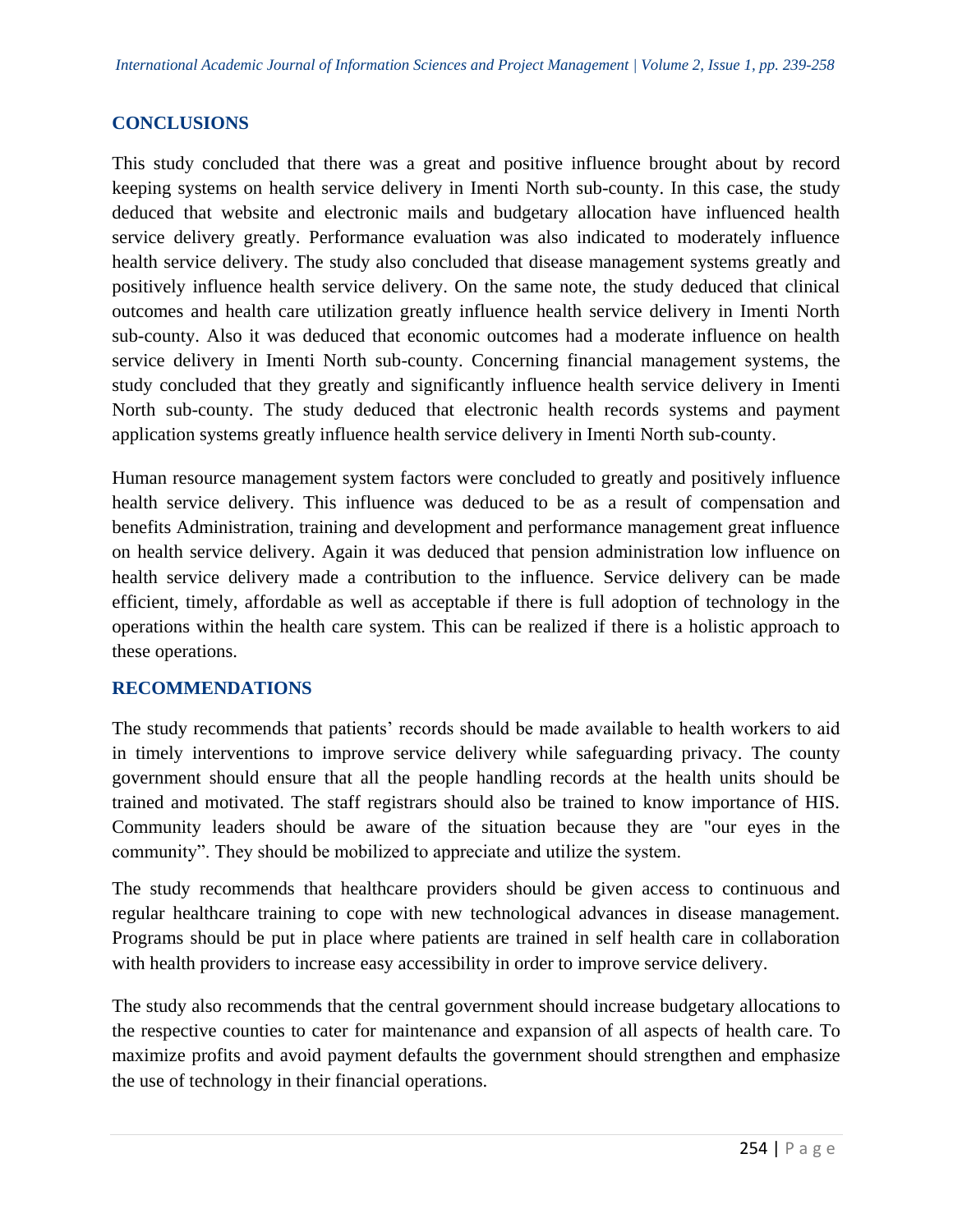## CONCLUSIONS

This study concluded that there was a great and positive influence brought about by record keeping systems on health service delivery in Imenti North sub-county. In this case, the study deduced that website and electronic mails and budgetary allocation have influenced health service delivery greatly. Performance evaluation was also indicated to moderately influence health service delivery. The study also concluded that disease management systems greatly and positively influence health service delivery. On the same note, the study deduced that clinical outcomes and health care utilization greatly influence health service delivery in Imenti North sub-county. Also it was deduced that economic outcomes had a moderate influence on health service delivery in Imenti North sub-county. Concerning financial management systems, the study concluded that they greatly and significantly influence health service delivery in Imenti North sub-county. The study deduced that electronic health records systems and payment application systems greatly influence health service delivery in Imenti North sub-county.

Human resource management system factors were concluded to greatly and positively influence health service delivery. This influence was deduced to be as a result of compensation and benefits Administration, training and development and performance management great influence on health service delivery. Again it was deduced that pension administration low influence on health service delivery made a contribution to the influence. Service delivery can be made efficient, timely, affordable as well as acceptable if there is full adoption of technology in the operations within the health care system. This can be realized if there is a holistic approach to these operations.

## RECOMMENDATIONS

The study recommends that patients' records should be made available to health workers to aid in timely interventions to improve service delivery while safeguarding privacy. The county government should ensure that all the people handling records at the health units should be trained and motivated. The staff registrars should also be trained to know importance of HIS. Community leaders should be aware of the situation because they are "our eyes in the community". They should be mobilized to appreciate and utilize the system.

The study recommends that healthcare providers should be given access to continuous and regular healthcare training to cope with new technological advances in disease management. Programs should be put in place where patients are trained in self health care in collaboration with health providers to increase easy accessibility in order to improve service delivery.

The study also recommends that the central government should increase budgetary allocations to the respective counties to cater for maintenance and expansion of all aspects of health care. To maximize profits and avoid payment defaults the government should strengthen and emphasize the use of technology in their financial operations.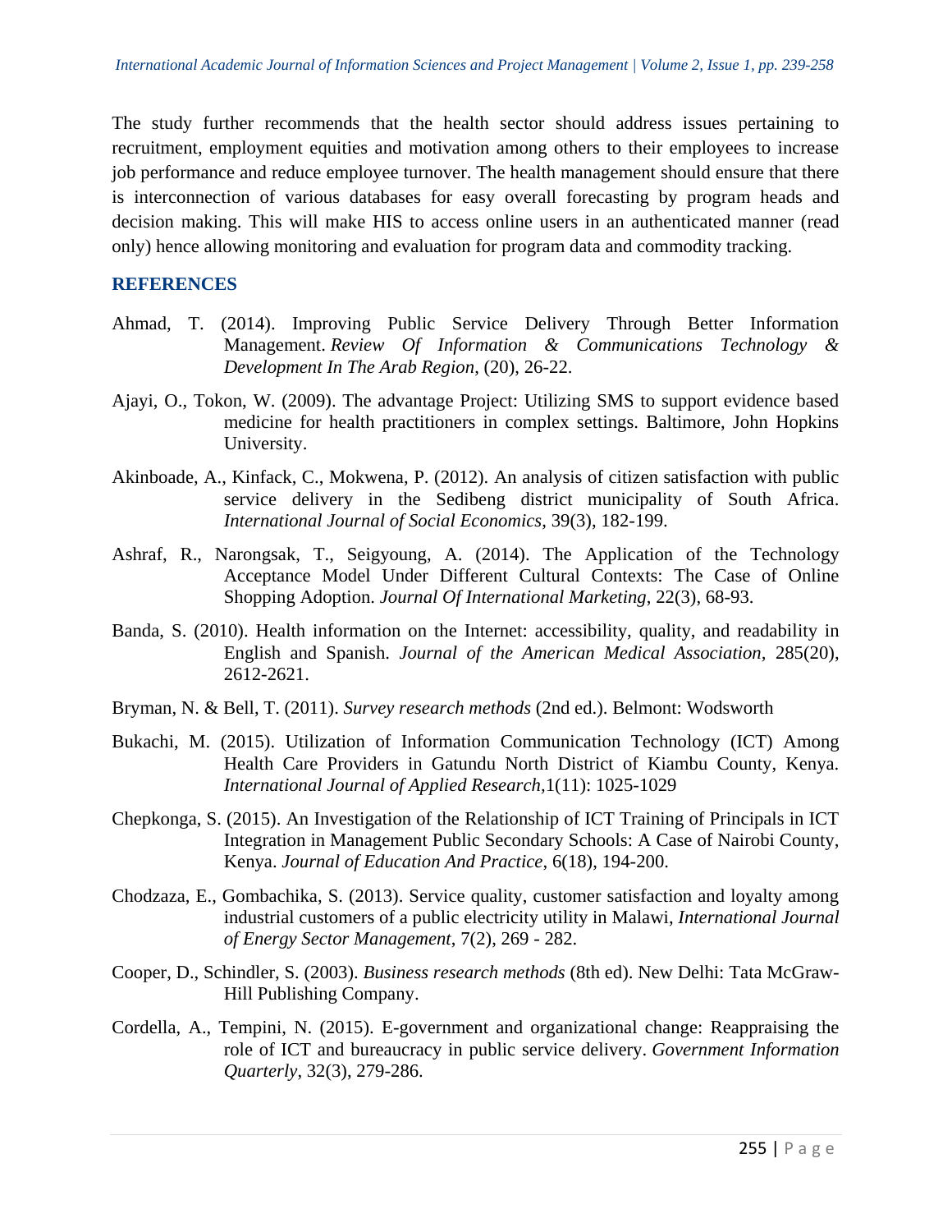The study further recommends that the health sector should address issues pertaining to recruitment, employment equities and motivation among others to their employees to increase job performance and reduce employee turnover. The health management should ensure that there is interconnection of various databases for easy overall forecasting by program heads and decision making. This will make HIS to access online users in an authenticated manner (read only) hence allowing monitoring and evaluation for program data and commodity tracking.

## REFERENCES

Ahmad, T. (2014). Improving Public Service Delivery Through Better Information Management. *Review Of Information & Communications Technology & Development In The Arab Region*, (20), 26-22.

Ajayi, O., Tokon, W. (2009). The advantage Project: Utilizing SMS to support evidence based medicine for health practitioners in complex settings. Baltimore, John Hopkins University.

Akinboade, A., Kinfack, C., Mokwena, P. (2012). An analysis of citizen satisfaction with public service delivery in the Sedibeng district municipality of South Africa. *International Journal of Social Economics*, 39(3), 182-199.

Ashraf, R., Narongsak, T., Seigyoung, A. (2014). The Application of the Technology Acceptance Model Under Different Cultural Contexts: The Case of Online Shopping Adoption. *Journal Of International Marketing*, 22(3), 68-93.

Banda, S. (2010). Health information on the Internet: accessibility, quality, and readability in English and Spanish. *Journal of the American Medical Association*, 285(20), 2612-2621.

Bryman, N. & Bell, T. (2011). *Survey research methods* (2nd ed.). Belmont: Wodsworth

Bukachi, M. (2015). Utilization of Information Communication Technology (ICT) Among Health Care Providers in Gatundu North District of Kiambu County, Kenya. *International Journal of Applied Research*,1(11): 1025-1029

Chepkonga, S. (2015). An Investigation of the Relationship of ICT Training of Principals in ICT Integration in Management Public Secondary Schools: A Case of Nairobi County, Kenya. *Journal of Education And Practice*, 6(18), 194-200.

Chodzaza, E., Gombachika, S. (2013). Service quality, customer satisfaction and loyalty among industrial customers of a public electricity utility in Malawi, *International Journal of Energy Sector Management*, 7(2), 269 - 282.

Cooper, D., Schindler, S. (2003). *Business research methods* (8th ed). New Delhi: Tata McGraw-Hill Publishing Company.

Cordella, A., Tempini, N. (2015). E-government and organizational change: Reappraising the role of ICT and bureaucracy in public service delivery. *Government Information Quarterly*, 32(3), 279-286.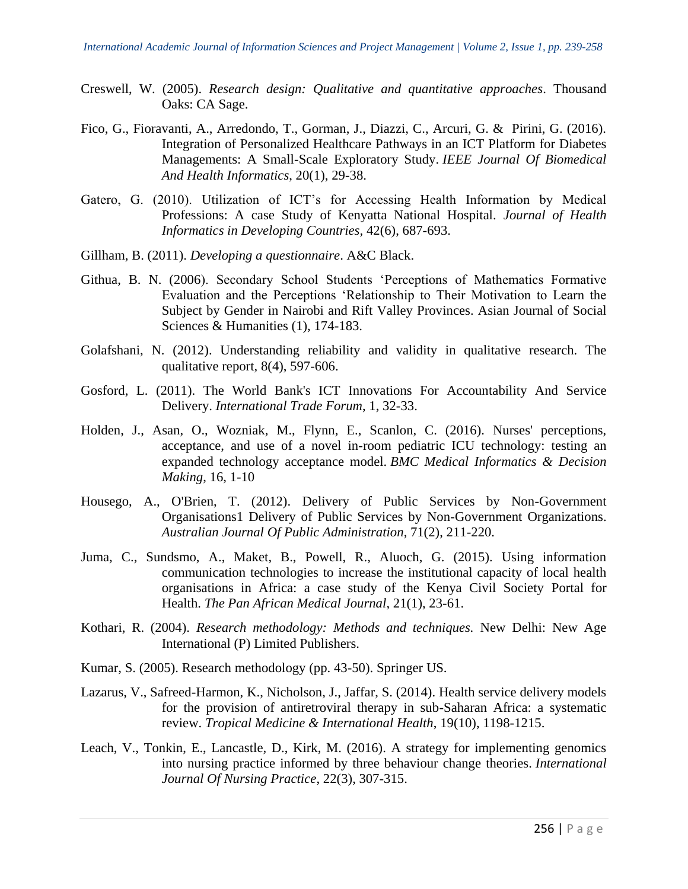Creswell, W. (2005). *Research design: Qualitative and quantitative approaches*. Thousand Oaks: CA Sage.

Fico, G., Fioravanti, A., Arredondo, T., Gorman, J., Diazzi, C., Arcuri, G. & Pirini, G. (2016). Integration of Personalized Healthcare Pathways in an ICT Platform for Diabetes Managements: A Small-Scale Exploratory Study. *IEEE Journal Of Biomedical And Health Informatics*, 20(1), 29-38.

Gatero, G. (2010). Utilization of ICT's for Accessing Health Information by Medical Professions: A case Study of Kenyatta National Hospital. *Journal of Health Informatics in Developing Countries,* 42(6), 687-693.

Gillham, B. (2011). *Developing a questionnaire*. A&C Black.

Githua, B. N. (2006). Secondary School Students 'Perceptions of Mathematics Formative Evaluation and the Perceptions 'Relationship to Their Motivation to Learn the Subject by Gender in Nairobi and Rift Valley Provinces. Asian Journal of Social Sciences & Humanities (1), 174-183.

Golafshani, N. (2012). Understanding reliability and validity in qualitative research. The qualitative report, 8(4), 597-606.

Gosford, L. (2011). The World Bank's ICT Innovations For Accountability And Service Delivery. *International Trade Forum*, 1, 32-33.

Holden, J., Asan, O., Wozniak, M., Flynn, E., Scanlon, C. (2016). Nurses' perceptions, acceptance, and use of a novel in-room pediatric ICU technology: testing an expanded technology acceptance model. *BMC Medical Informatics & Decision Making*, 16, 1-10

Housego, A., O'Brien, T. (2012). Delivery of Public Services by Non-Government Organisations1 Delivery of Public Services by Non-Government Organizations. *Australian Journal Of Public Administration*, 71(2), 211-220.

Juma, C., Sundsmo, A., Maket, B., Powell, R., Aluoch, G. (2015). Using information communication technologies to increase the institutional capacity of local health organisations in Africa: a case study of the Kenya Civil Society Portal for Health. *The Pan African Medical Journal*, 21(1), 23-61.

Kothari, R. (2004). *Research methodology: Methods and techniques.* New Delhi: New Age International (P) Limited Publishers.

Kumar, S. (2005). Research methodology (pp. 43-50). Springer US.

Lazarus, V., Safreed-Harmon, K., Nicholson, J., Jaffar, S. (2014). Health service delivery models for the provision of antiretroviral therapy in sub-Saharan Africa: a systematic review. *Tropical Medicine & International Health*, 19(10), 1198-1215.

Leach, V., Tonkin, E., Lancastle, D., Kirk, M. (2016). A strategy for implementing genomics into nursing practice informed by three behaviour change theories. *International Journal Of Nursing Practice*, 22(3), 307-315.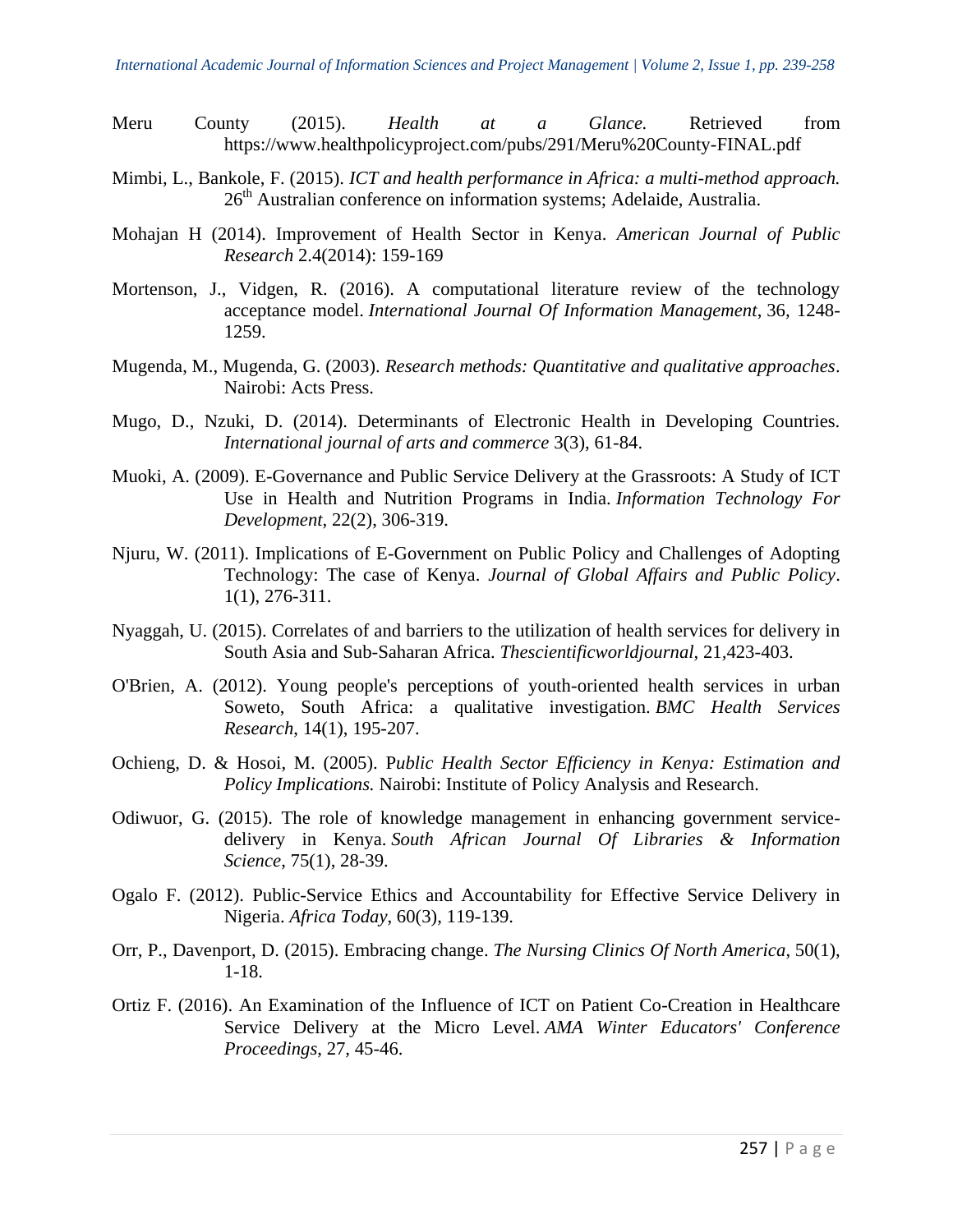Meru County (2015). *Health at a Glance.* Retrieved from https://www.healthpolicyproject.com/pubs/291/Meru%20County-FINAL.pdf

Mimbi, L., Bankole, F. (2015). *ICT and health performance in Africa: a multi-method approach.* 26th Australian conference on information systems; Adelaide, Australia.

Mohajan H (2014). Improvement of Health Sector in Kenya. *American Journal of Public Research* 2.4(2014): 159-169

Mortenson, J., Vidgen, R. (2016). A computational literature review of the technology acceptance model. *International Journal Of Information Management*, 36, 1248-1259.

Mugenda, M., Mugenda, G. (2003). *Research methods: Quantitative and qualitative approaches*. Nairobi: Acts Press.

Mugo, D., Nzuki, D. (2014). Determinants of Electronic Health in Developing Countries. *International journal of arts and commerce* 3(3), 61-84.

Muoki, A. (2009). E-Governance and Public Service Delivery at the Grassroots: A Study of ICT Use in Health and Nutrition Programs in India. *Information Technology For Development*, 22(2), 306-319.

Njuru, W. (2011). Implications of E-Government on Public Policy and Challenges of Adopting Technology: The case of Kenya. *Journal of Global Affairs and Public Policy*. 1(1), 276-311.

Nyaggah, U. (2015). Correlates of and barriers to the utilization of health services for delivery in South Asia and Sub-Saharan Africa. *Thescientificworldjournal*, 21,423-403.

O'Brien, A. (2012). Young people's perceptions of youth-oriented health services in urban Soweto, South Africa: a qualitative investigation. *BMC Health Services Research*, 14(1), 195-207.

Ochieng, D. & Hosoi, M. (2005). P*ublic Health Sector Efficiency in Kenya: Estimation and Policy Implications.* Nairobi: Institute of Policy Analysis and Research.

Odiwuor, G. (2015). The role of knowledge management in enhancing government service-delivery in Kenya. *South African Journal Of Libraries & Information Science*, 75(1), 28-39.

Ogalo F. (2012). Public-Service Ethics and Accountability for Effective Service Delivery in Nigeria. *Africa Today*, 60(3), 119-139.

Orr, P., Davenport, D. (2015). Embracing change. *The Nursing Clinics Of North America*, 50(1), 1-18.

Ortiz F. (2016). An Examination of the Influence of ICT on Patient Co-Creation in Healthcare Service Delivery at the Micro Level. *AMA Winter Educators' Conference Proceedings*, 27, 45-46.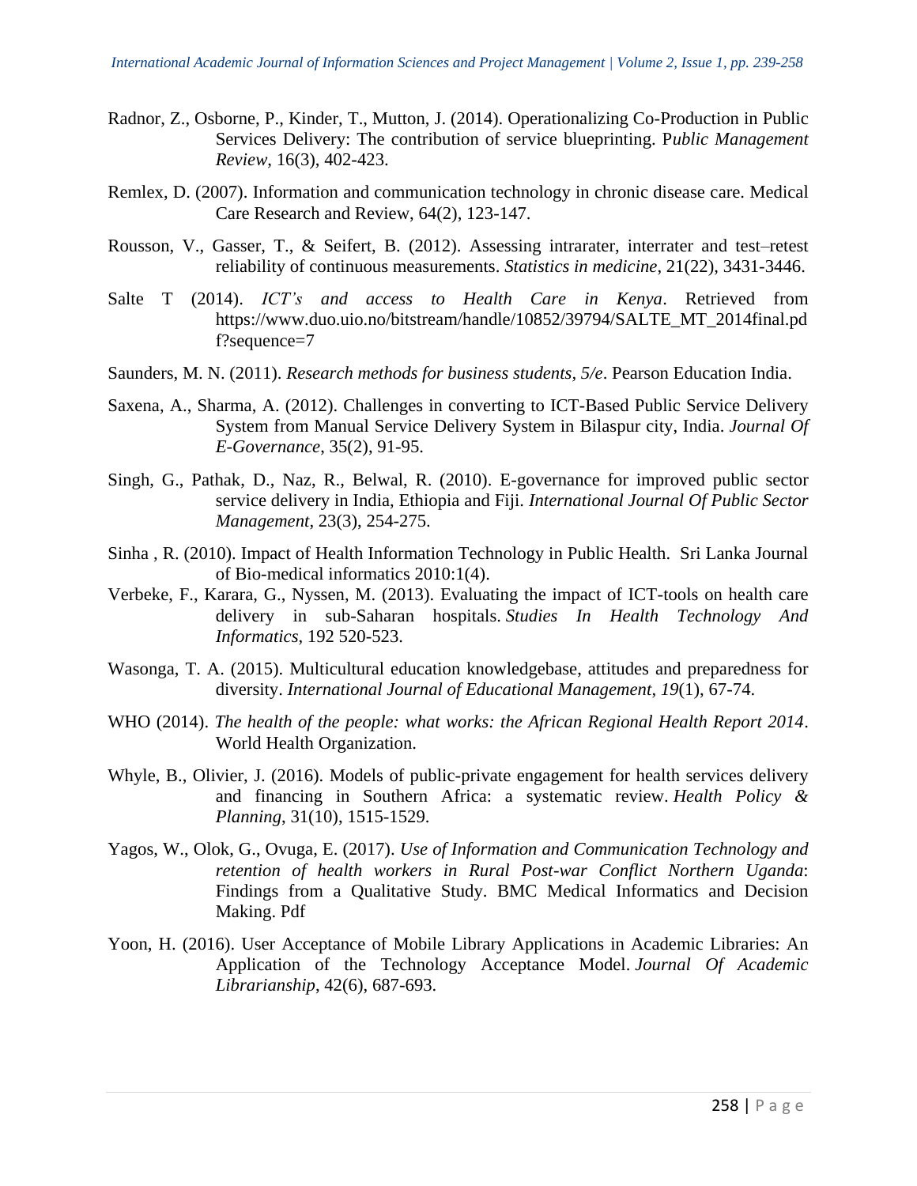Radnor, Z., Osborne, P., Kinder, T., Mutton, J. (2014). Operationalizing Co-Production in Public Services Delivery: The contribution of service blueprinting. P*ublic Management Review*, 16(3), 402-423.

Remlex, D. (2007). Information and communication technology in chronic disease care. Medical Care Research and Review, 64(2), 123-147.

Rousson, V., Gasser, T., & Seifert, B. (2012). Assessing intrarater, interrater and test–retest reliability of continuous measurements. *Statistics in medicine*, 21(22), 3431-3446.

Salte T (2014). *ICT's and access to Health Care in Kenya*. Retrieved from https://www.duo.uio.no/bitstream/handle/10852/39794/SALTE_MT_2014final.pdf?sequence=7

Saunders, M. N. (2011). *Research methods for business students, 5/e*. Pearson Education India.

Saxena, A., Sharma, A. (2012). Challenges in converting to ICT-Based Public Service Delivery System from Manual Service Delivery System in Bilaspur city, India. *Journal Of E-Governance*, 35(2), 91-95.

Singh, G., Pathak, D., Naz, R., Belwal, R. (2010). E-governance for improved public sector service delivery in India, Ethiopia and Fiji. *International Journal Of Public Sector Management*, 23(3), 254-275.

Sinha , R. (2010). Impact of Health Information Technology in Public Health. Sri Lanka Journal of Bio-medical informatics 2010:1(4).

Verbeke, F., Karara, G., Nyssen, M. (2013). Evaluating the impact of ICT-tools on health care delivery in sub-Saharan hospitals. *Studies In Health Technology And Informatics*, 192 520-523.

Wasonga, T. A. (2015). Multicultural education knowledgebase, attitudes and preparedness for diversity. *International Journal of Educational Management*, *19*(1), 67-74.

WHO (2014). *The health of the people: what works: the African Regional Health Report 2014*. World Health Organization.

Whyle, B., Olivier, J. (2016). Models of public-private engagement for health services delivery and financing in Southern Africa: a systematic review. *Health Policy & Planning*, 31(10), 1515-1529.

Yagos, W., Olok, G., Ovuga, E. (2017). *Use of Information and Communication Technology and retention of health workers in Rural Post-war Conflict Northern Uganda*: Findings from a Qualitative Study. BMC Medical Informatics and Decision Making. Pdf

Yoon, H. (2016). User Acceptance of Mobile Library Applications in Academic Libraries: An Application of the Technology Acceptance Model. *Journal Of Academic Librarianship*, 42(6), 687-693.